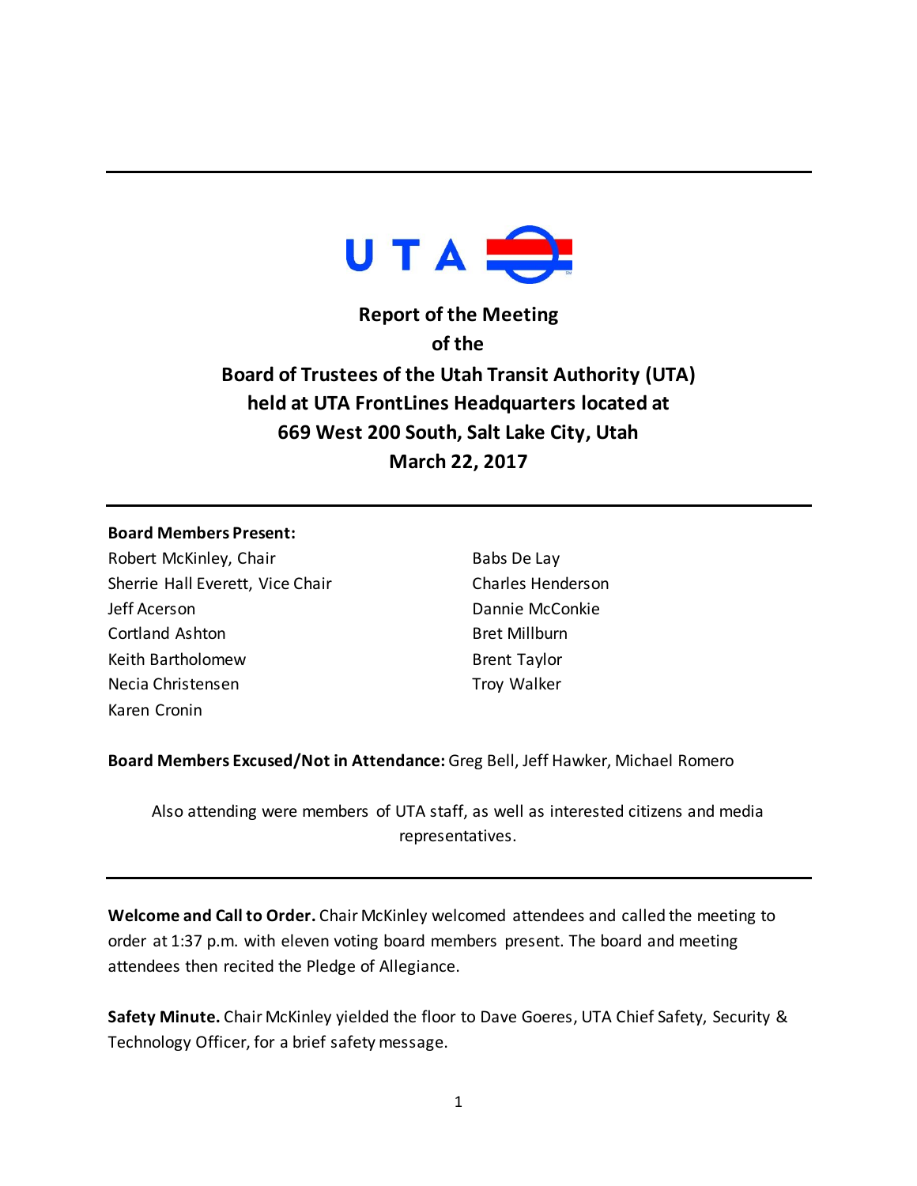UTA

# Report of the Meeting of the Board of Trustees of the Utah Transit Authority (UTA) held at UTA FrontLines Headquarters located at 669 West 200 South, Salt Lake City, Utah March 22, 2017

---

**Board Members Present:**

Robert McKinley, Chair
Sherrie Hall Everett, Vice Chair
Jeff Acerson
Cortland Ashton
Keith Bartholomew
Necia Christensen
Karen Cronin
Babs De Lay
Charles Henderson
Dannie McConkie
Bret Millburn
Brent Taylor
Troy Walker

**Board Members Excused/Not in Attendance:** Greg Bell, Jeff Hawker, Michael Romero

Also attending were members of UTA staff, as well as interested citizens and media representatives.

---

**Welcome and Call to Order.** Chair McKinley welcomed attendees and called the meeting to order at 1:37 p.m. with eleven voting board members present. The board and meeting attendees then recited the Pledge of Allegiance.

**Safety Minute.** Chair McKinley yielded the floor to Dave Goeres, UTA Chief Safety, Security & Technology Officer, for a brief safety message.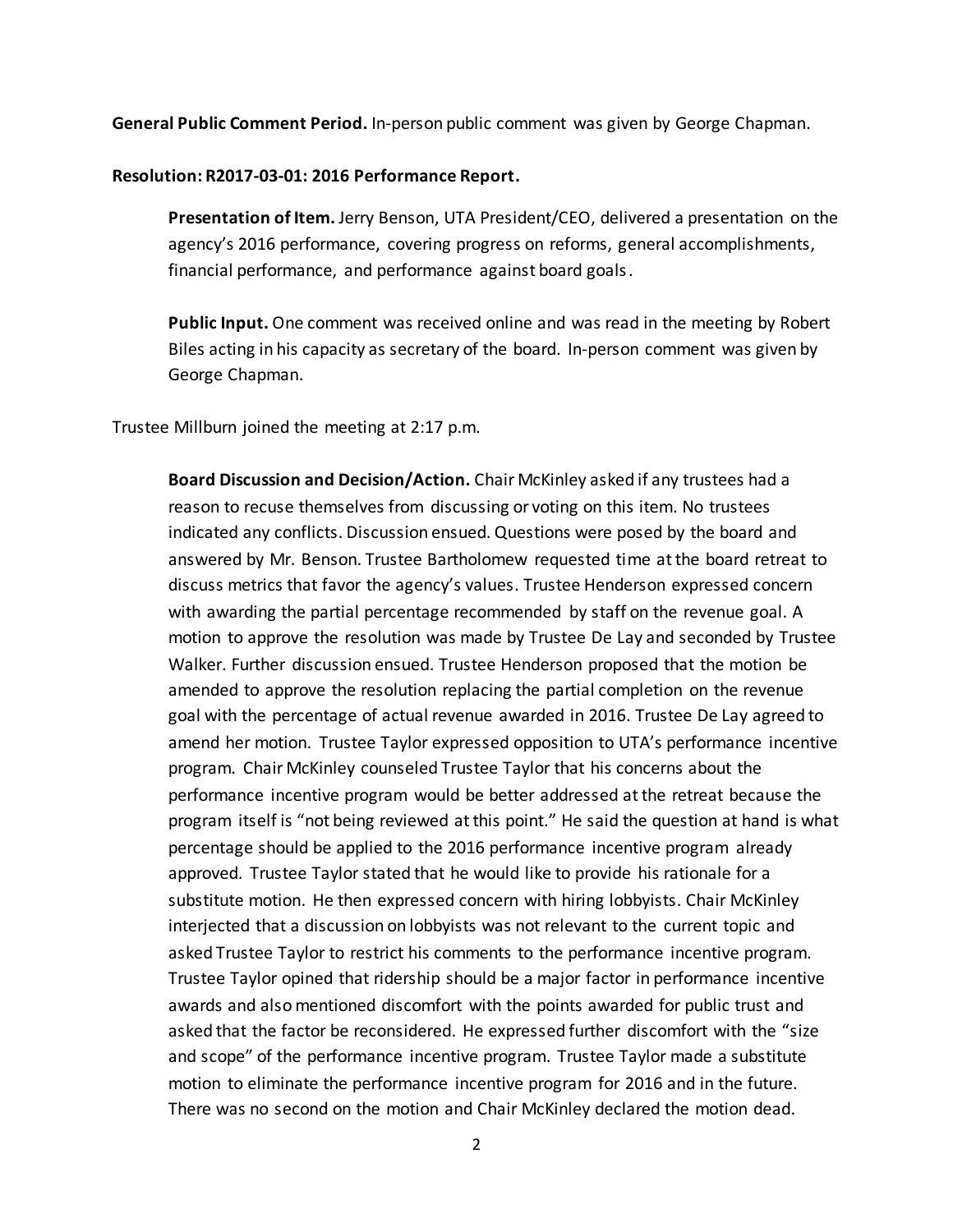**General Public Comment Period.** In-person public comment was given by George Chapman.

**Resolution: R2017-03-01: 2016 Performance Report.**

**Presentation of Item.** Jerry Benson, UTA President/CEO, delivered a presentation on the agency's 2016 performance, covering progress on reforms, general accomplishments, financial performance, and performance against board goals.

**Public Input.** One comment was received online and was read in the meeting by Robert Biles acting in his capacity as secretary of the board. In-person comment was given by George Chapman.

Trustee Millburn joined the meeting at 2:17 p.m.

**Board Discussion and Decision/Action.** Chair McKinley asked if any trustees had a reason to recuse themselves from discussing or voting on this item. No trustees indicated any conflicts. Discussion ensued. Questions were posed by the board and answered by Mr. Benson. Trustee Bartholomew requested time at the board retreat to discuss metrics that favor the agency's values. Trustee Henderson expressed concern with awarding the partial percentage recommended by staff on the revenue goal. A motion to approve the resolution was made by Trustee De Lay and seconded by Trustee Walker. Further discussion ensued. Trustee Henderson proposed that the motion be amended to approve the resolution replacing the partial completion on the revenue goal with the percentage of actual revenue awarded in 2016. Trustee De Lay agreed to amend her motion. Trustee Taylor expressed opposition to UTA's performance incentive program. Chair McKinley counseled Trustee Taylor that his concerns about the performance incentive program would be better addressed at the retreat because the program itself is "not being reviewed at this point." He said the question at hand is what percentage should be applied to the 2016 performance incentive program already approved. Trustee Taylor stated that he would like to provide his rationale for a substitute motion. He then expressed concern with hiring lobbyists. Chair McKinley interjected that a discussion on lobbyists was not relevant to the current topic and asked Trustee Taylor to restrict his comments to the performance incentive program. Trustee Taylor opined that ridership should be a major factor in performance incentive awards and also mentioned discomfort with the points awarded for public trust and asked that the factor be reconsidered. He expressed further discomfort with the "size and scope" of the performance incentive program. Trustee Taylor made a substitute motion to eliminate the performance incentive program for 2016 and in the future. There was no second on the motion and Chair McKinley declared the motion dead.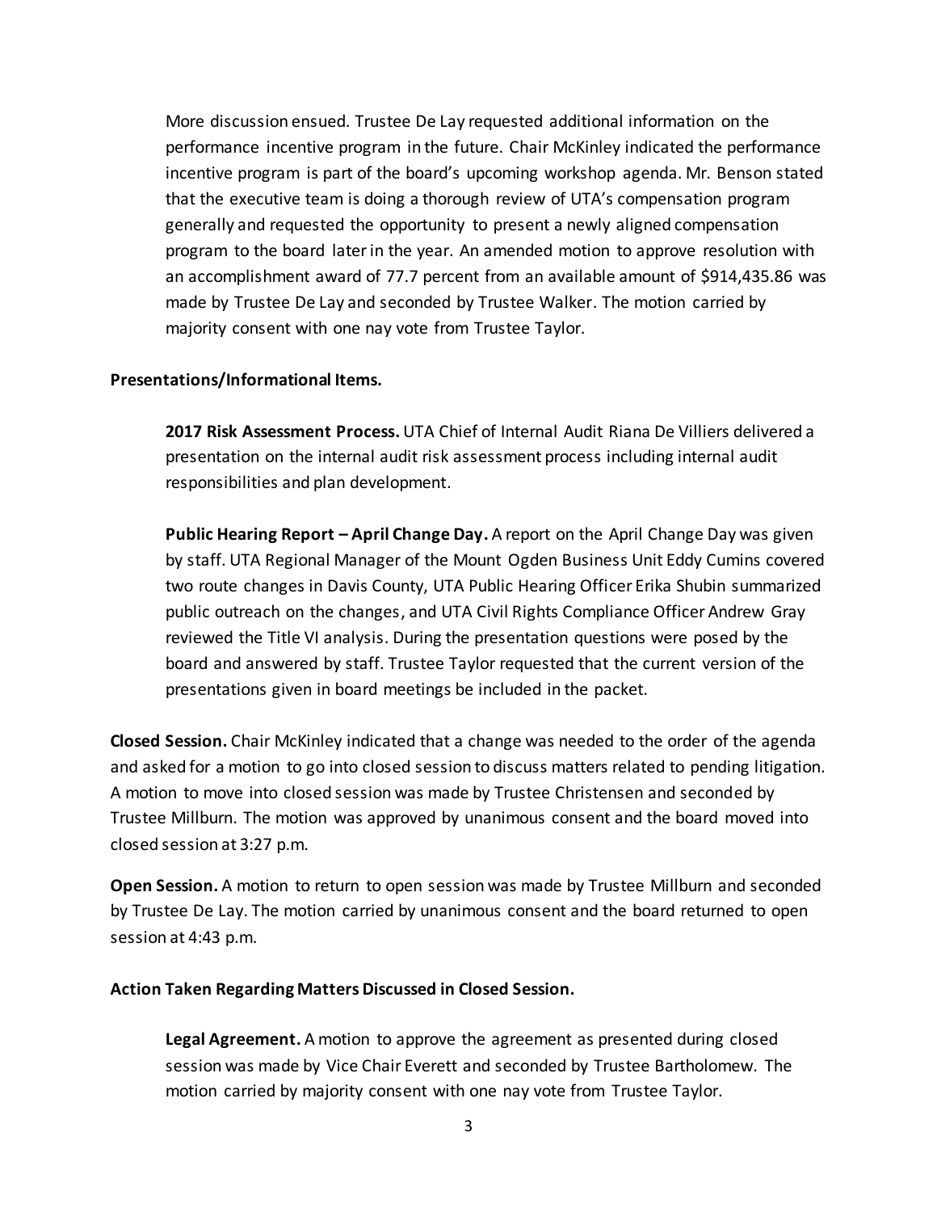More discussion ensued. Trustee De Lay requested additional information on the performance incentive program in the future. Chair McKinley indicated the performance incentive program is part of the board's upcoming workshop agenda. Mr. Benson stated that the executive team is doing a thorough review of UTA's compensation program generally and requested the opportunity to present a newly aligned compensation program to the board later in the year. An amended motion to approve resolution with an accomplishment award of 77.7 percent from an available amount of $914,435.86 was made by Trustee De Lay and seconded by Trustee Walker. The motion carried by majority consent with one nay vote from Trustee Taylor.

**Presentations/Informational Items.**

**2017 Risk Assessment Process.** UTA Chief of Internal Audit Riana De Villiers delivered a presentation on the internal audit risk assessment process including internal audit responsibilities and plan development.

**Public Hearing Report – April Change Day.** A report on the April Change Day was given by staff. UTA Regional Manager of the Mount Ogden Business Unit Eddy Cumins covered two route changes in Davis County, UTA Public Hearing Officer Erika Shubin summarized public outreach on the changes, and UTA Civil Rights Compliance Officer Andrew Gray reviewed the Title VI analysis. During the presentation questions were posed by the board and answered by staff. Trustee Taylor requested that the current version of the presentations given in board meetings be included in the packet.

**Closed Session.** Chair McKinley indicated that a change was needed to the order of the agenda and asked for a motion to go into closed session to discuss matters related to pending litigation. A motion to move into closed session was made by Trustee Christensen and seconded by Trustee Millburn. The motion was approved by unanimous consent and the board moved into closed session at 3:27 p.m.

**Open Session.** A motion to return to open session was made by Trustee Millburn and seconded by Trustee De Lay. The motion carried by unanimous consent and the board returned to open session at 4:43 p.m.

**Action Taken Regarding Matters Discussed in Closed Session.**

**Legal Agreement.** A motion to approve the agreement as presented during closed session was made by Vice Chair Everett and seconded by Trustee Bartholomew. The motion carried by majority consent with one nay vote from Trustee Taylor.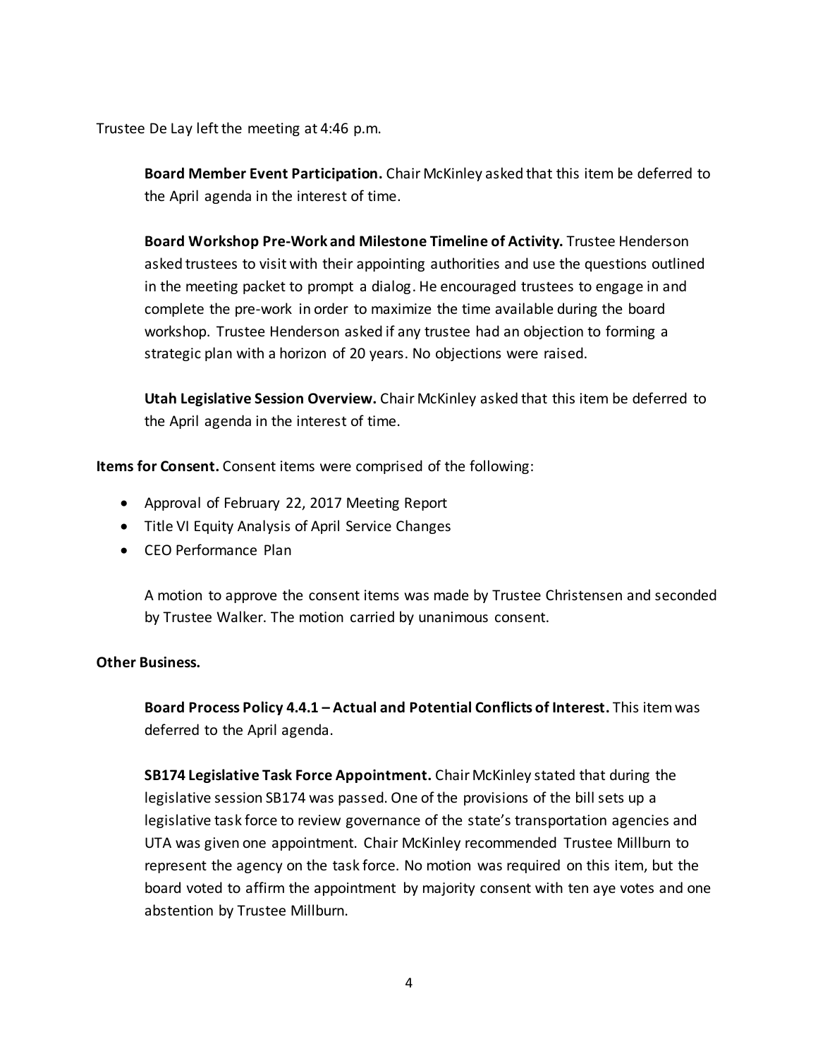Trustee De Lay left the meeting at 4:46 p.m.

**Board Member Event Participation.** Chair McKinley asked that this item be deferred to the April agenda in the interest of time.

**Board Workshop Pre-Work and Milestone Timeline of Activity.** Trustee Henderson asked trustees to visit with their appointing authorities and use the questions outlined in the meeting packet to prompt a dialog. He encouraged trustees to engage in and complete the pre-work in order to maximize the time available during the board workshop. Trustee Henderson asked if any trustee had an objection to forming a strategic plan with a horizon of 20 years. No objections were raised.

**Utah Legislative Session Overview.** Chair McKinley asked that this item be deferred to the April agenda in the interest of time.

**Items for Consent.** Consent items were comprised of the following:

- Approval of February 22, 2017 Meeting Report
- Title VI Equity Analysis of April Service Changes
- CEO Performance Plan

A motion to approve the consent items was made by Trustee Christensen and seconded by Trustee Walker. The motion carried by unanimous consent.

**Other Business.**

**Board Process Policy 4.4.1 – Actual and Potential Conflicts of Interest.** This item was deferred to the April agenda.

**SB174 Legislative Task Force Appointment.** Chair McKinley stated that during the legislative session SB174 was passed. One of the provisions of the bill sets up a legislative task force to review governance of the state's transportation agencies and UTA was given one appointment. Chair McKinley recommended Trustee Millburn to represent the agency on the task force. No motion was required on this item, but the board voted to affirm the appointment by majority consent with ten aye votes and one abstention by Trustee Millburn.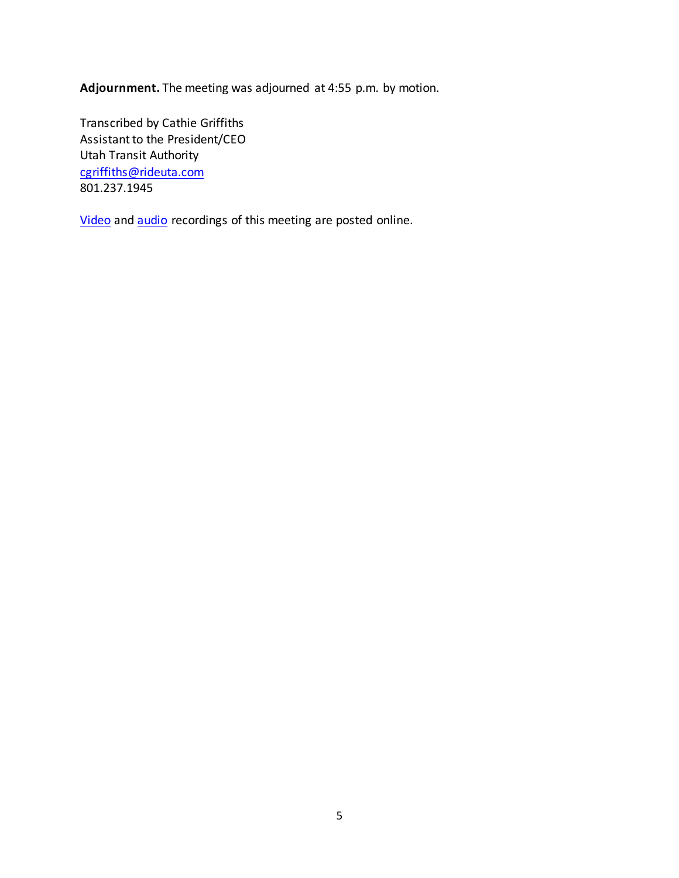**Adjournment.** The meeting was adjourned at 4:55 p.m. by motion.

Transcribed by Cathie Griffiths  
Assistant to the President/CEO  
Utah Transit Authority  
cgriffiths@rideuta.com  
801.237.1945

Video and audio recordings of this meeting are posted online.